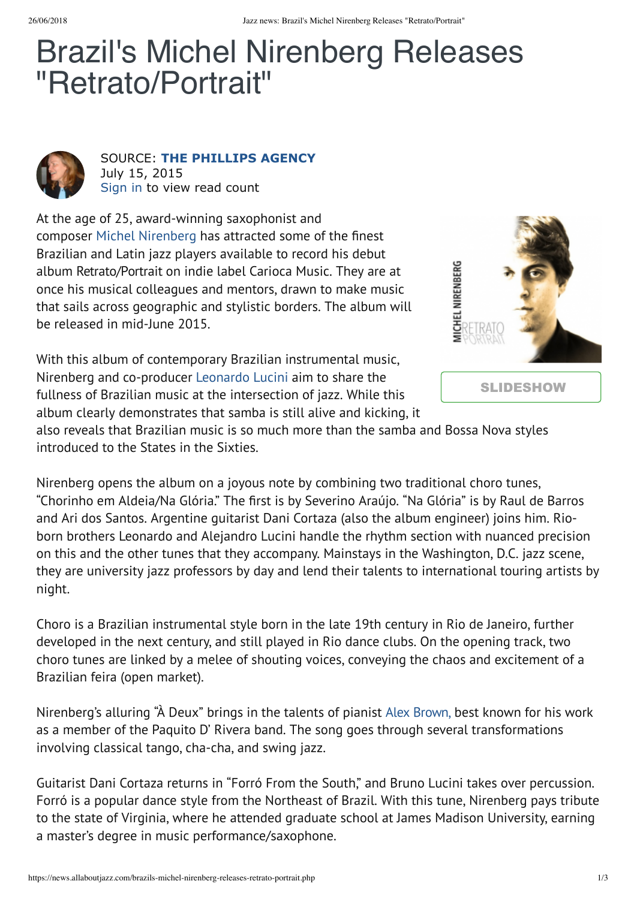# Brazil's Michel Nirenberg Releases "Retrato/Portrait"

SOURCE: **THE PHILLIPS AGENCY**
July 15, 2015
Sign in to view read count

At the age of 25, award-winning saxophonist and composer Michel Nirenberg has attracted some of the finest Brazilian and Latin jazz players available to record his debut album Retrato/Portrait on indie label Carioca Music. They are at once his musical colleagues and mentors, drawn to make music that sails across geographic and stylistic borders. The album will be released in mid-June 2015.

SLIDESHOW

With this album of contemporary Brazilian instrumental music, Nirenberg and co-producer Leonardo Lucini aim to share the fullness of Brazilian music at the intersection of jazz. While this album clearly demonstrates that samba is still alive and kicking, it also reveals that Brazilian music is so much more than the samba and Bossa Nova styles introduced to the States in the Sixties.

Nirenberg opens the album on a joyous note by combining two traditional choro tunes, "Chorinho em Aldeia/Na Glória." The first is by Severino Araújo. "Na Glória" is by Raul de Barros and Ari dos Santos. Argentine guitarist Dani Cortaza (also the album engineer) joins him. Rio-born brothers Leonardo and Alejandro Lucini handle the rhythm section with nuanced precision on this and the other tunes that they accompany. Mainstays in the Washington, D.C. jazz scene, they are university jazz professors by day and lend their talents to international touring artists by night.

Choro is a Brazilian instrumental style born in the late 19th century in Rio de Janeiro, further developed in the next century, and still played in Rio dance clubs. On the opening track, two choro tunes are linked by a melee of shouting voices, conveying the chaos and excitement of a Brazilian feira (open market).

Nirenberg's alluring "À Deux" brings in the talents of pianist Alex Brown, best known for his work as a member of the Paquito D' Rivera band. The song goes through several transformations involving classical tango, cha-cha, and swing jazz.

Guitarist Dani Cortaza returns in "Forró From the South," and Bruno Lucini takes over percussion. Forró is a popular dance style from the Northeast of Brazil. With this tune, Nirenberg pays tribute to the state of Virginia, where he attended graduate school at James Madison University, earning a master's degree in music performance/saxophone.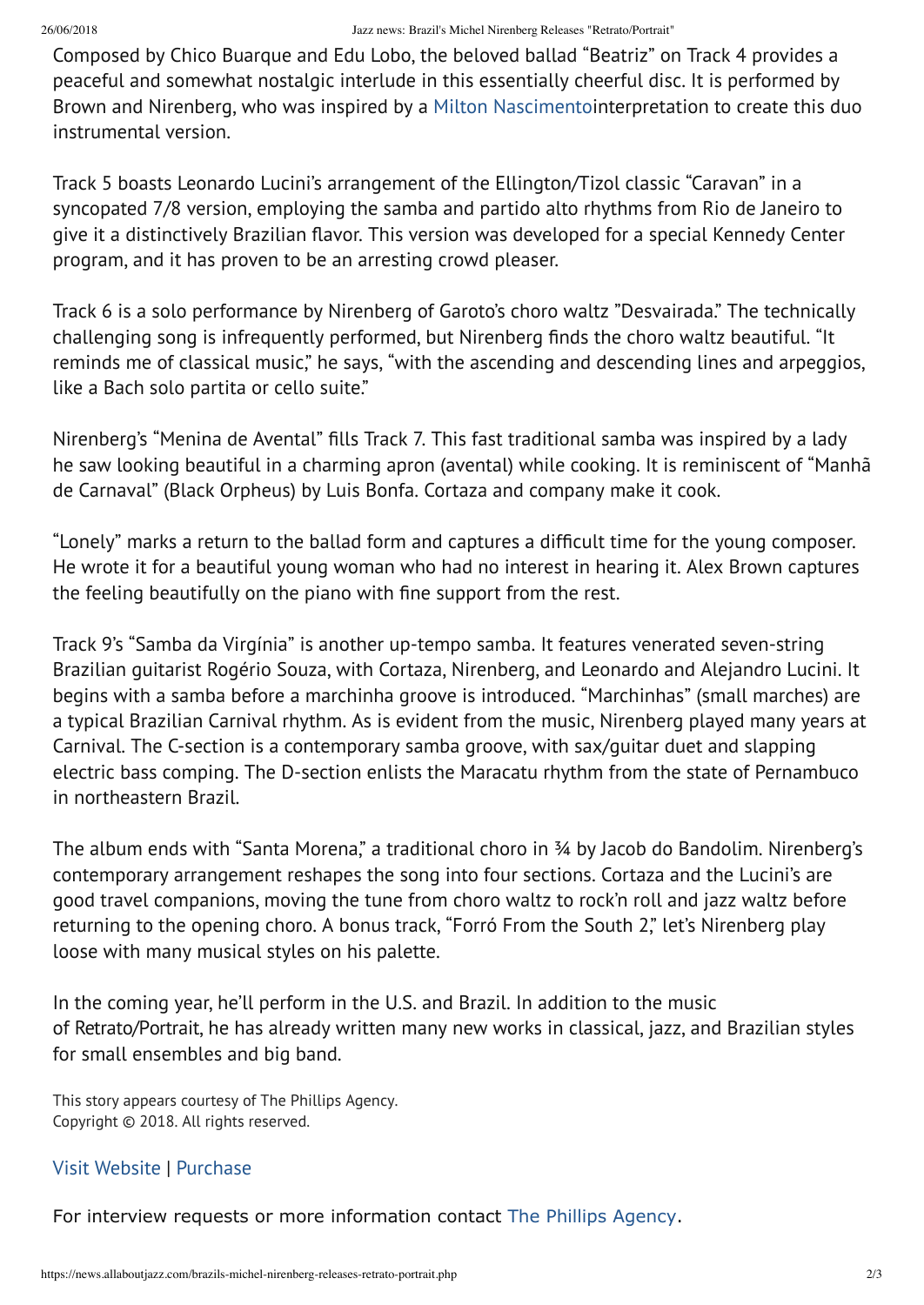Composed by Chico Buarque and Edu Lobo, the beloved ballad “Beatriz” on Track 4 provides a peaceful and somewhat nostalgic interlude in this essentially cheerful disc. It is performed by Brown and Nirenberg, who was inspired by a Milton Nascimentointerpretation to create this duo instrumental version.

Track 5 boasts Leonardo Lucini’s arrangement of the Ellington/Tizol classic “Caravan” in a syncopated 7/8 version, employing the samba and partido alto rhythms from Rio de Janeiro to give it a distinctively Brazilian flavor. This version was developed for a special Kennedy Center program, and it has proven to be an arresting crowd pleaser.

Track 6 is a solo performance by Nirenberg of Garoto’s choro waltz ”Desvairada.” The technically challenging song is infrequently performed, but Nirenberg finds the choro waltz beautiful. “It reminds me of classical music,” he says, “with the ascending and descending lines and arpeggios, like a Bach solo partita or cello suite.”

Nirenberg’s “Menina de Avental” fills Track 7. This fast traditional samba was inspired by a lady he saw looking beautiful in a charming apron (avental) while cooking. It is reminiscent of “Manhã de Carnaval” (Black Orpheus) by Luis Bonfa. Cortaza and company make it cook.

“Lonely” marks a return to the ballad form and captures a difficult time for the young composer. He wrote it for a beautiful young woman who had no interest in hearing it. Alex Brown captures the feeling beautifully on the piano with fine support from the rest.

Track 9’s “Samba da Virgínia” is another up-tempo samba. It features venerated seven-string Brazilian guitarist Rogério Souza, with Cortaza, Nirenberg, and Leonardo and Alejandro Lucini. It begins with a samba before a marchinha groove is introduced. “Marchinhas” (small marches) are a typical Brazilian Carnival rhythm. As is evident from the music, Nirenberg played many years at Carnival. The C-section is a contemporary samba groove, with sax/guitar duet and slapping electric bass comping. The D-section enlists the Maracatu rhythm from the state of Pernambuco in northeastern Brazil.

The album ends with “Santa Morena,” a traditional choro in ¾ by Jacob do Bandolim. Nirenberg’s contemporary arrangement reshapes the song into four sections. Cortaza and the Lucini’s are good travel companions, moving the tune from choro waltz to rock’n roll and jazz waltz before returning to the opening choro. A bonus track, “Forró From the South 2,” let’s Nirenberg play loose with many musical styles on his palette.

In the coming year, he’ll perform in the U.S. and Brazil. In addition to the music of Retrato/Portrait, he has already written many new works in classical, jazz, and Brazilian styles for small ensembles and big band.

This story appears courtesy of The Phillips Agency.
Copyright © 2018. All rights reserved.

Visit Website | Purchase

For interview requests or more information contact The Phillips Agency.